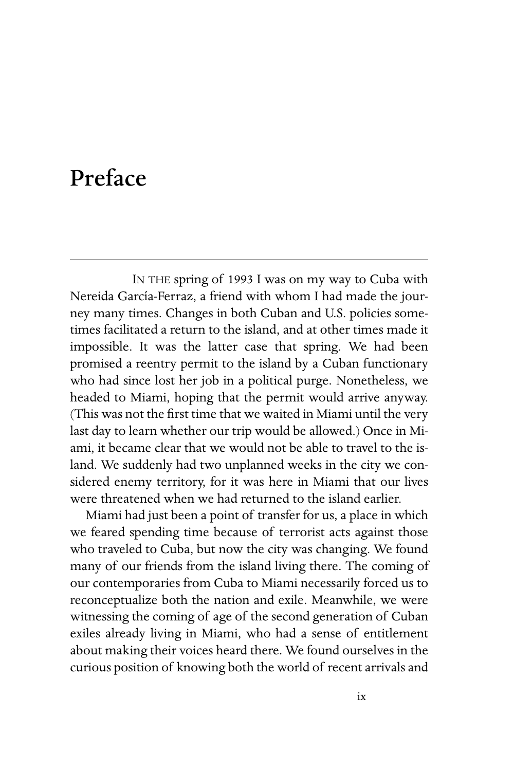# Preface

IN THE spring of 1993 I was on my way to Cuba with Nereida García-Ferraz, a friend with whom I had made the journey many times. Changes in both Cuban and U.S. policies sometimes facilitated a return to the island, and at other times made it impossible. It was the latter case that spring. We had been promised a reentry permit to the island by a Cuban functionary who had since lost her job in a political purge. Nonetheless, we headed to Miami, hoping that the permit would arrive anyway. (This was not the first time that we waited in Miami until the very last day to learn whether our trip would be allowed.) Once in Miami, it became clear that we would not be able to travel to the island. We suddenly had two unplanned weeks in the city we considered enemy territory, for it was here in Miami that our lives were threatened when we had returned to the island earlier.

Miami had just been a point of transfer for us, a place in which we feared spending time because of terrorist acts against those who traveled to Cuba, but now the city was changing. We found many of our friends from the island living there. The coming of our contemporaries from Cuba to Miami necessarily forced us to reconceptualize both the nation and exile. Meanwhile, we were witnessing the coming of age of the second generation of Cuban exiles already living in Miami, who had a sense of entitlement about making their voices heard there. We found ourselves in the curious position of knowing both the world of recent arrivals and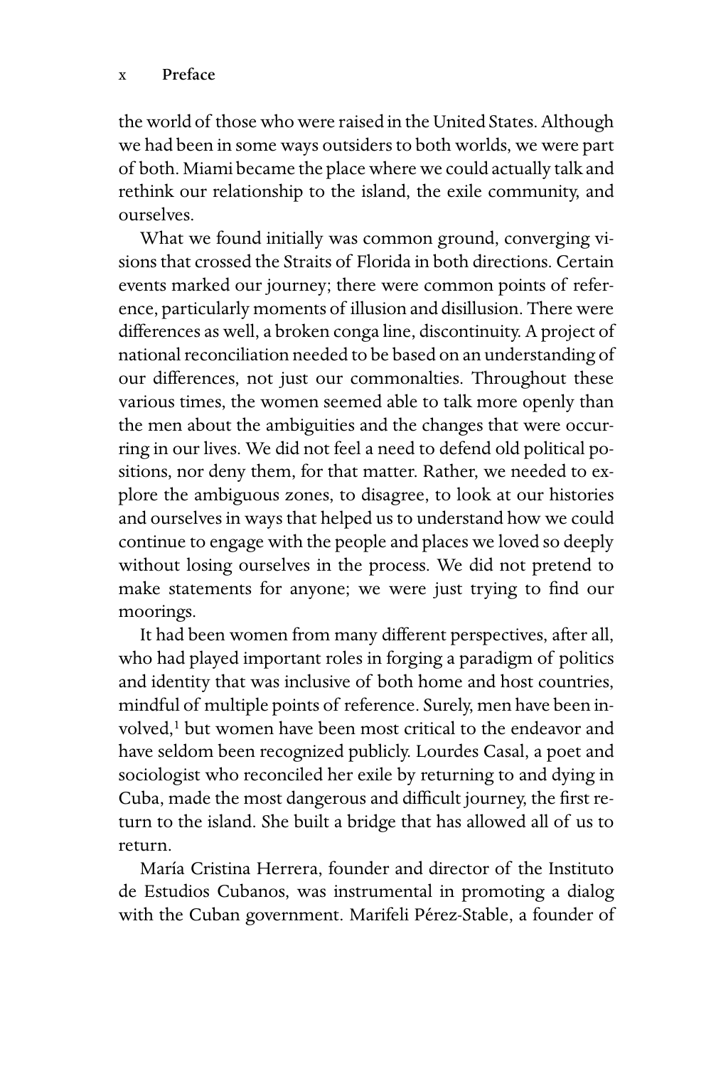the world of those who were raised in the United States. Although we had been in some ways outsiders to both worlds, we were part of both. Miami became the place where we could actually talk and rethink our relationship to the island, the exile community, and ourselves.

What we found initially was common ground, converging visions that crossed the Straits of Florida in both directions. Certain events marked our journey; there were common points of reference, particularly moments of illusion and disillusion. There were differences as well, a broken conga line, discontinuity. A project of national reconciliation needed to be based on an understanding of our differences, not just our commonalties. Throughout these various times, the women seemed able to talk more openly than the men about the ambiguities and the changes that were occurring in our lives. We did not feel a need to defend old political positions, nor deny them, for that matter. Rather, we needed to explore the ambiguous zones, to disagree, to look at our histories and ourselves in ways that helped us to understand how we could continue to engage with the people and places we loved so deeply without losing ourselves in the process. We did not pretend to make statements for anyone; we were just trying to find our moorings.

It had been women from many different perspectives, after all, who had played important roles in forging a paradigm of politics and identity that was inclusive of both home and host countries, mindful of multiple points of reference. Surely, men have been involved,[1] but women have been most critical to the endeavor and have seldom been recognized publicly. Lourdes Casal, a poet and sociologist who reconciled her exile by returning to and dying in Cuba, made the most dangerous and difficult journey, the first return to the island. She built a bridge that has allowed all of us to return.

María Cristina Herrera, founder and director of the Instituto de Estudios Cubanos, was instrumental in promoting a dialog with the Cuban government. Marifeli Pérez-Stable, a founder of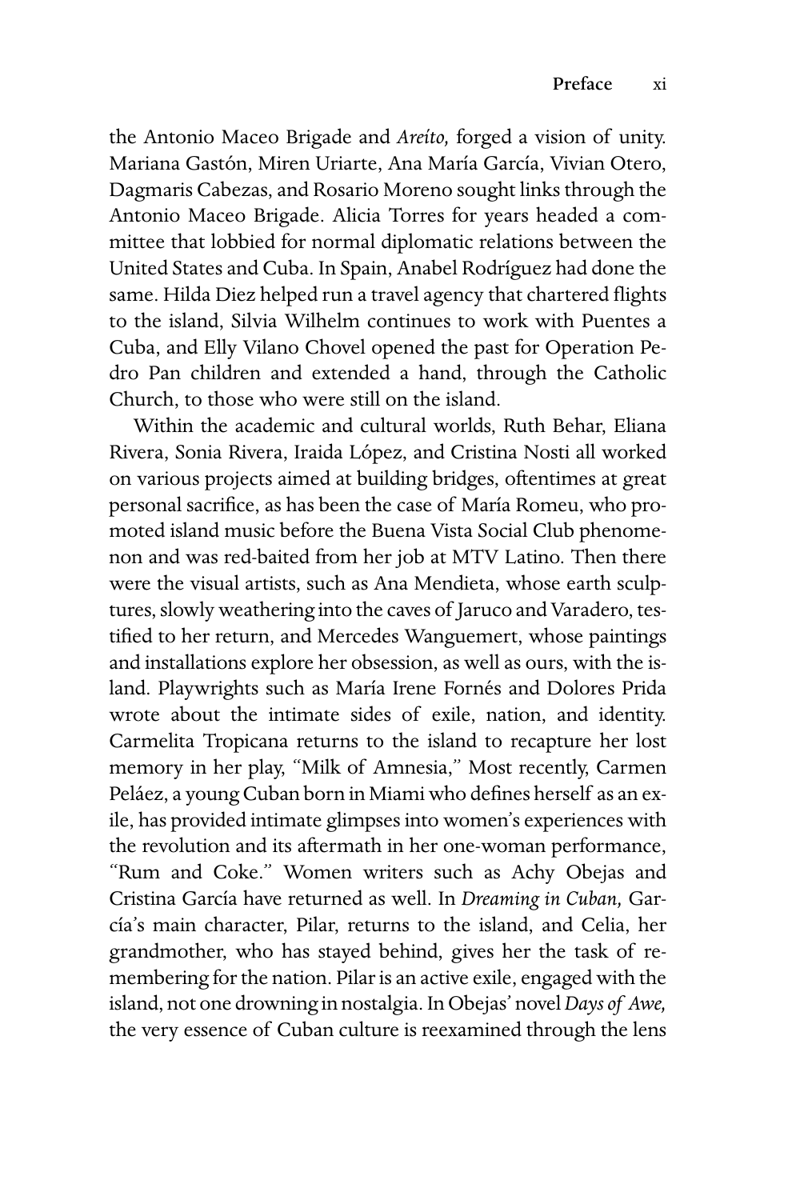the Antonio Maceo Brigade and *Areíto,* forged a vision of unity. Mariana Gastón, Miren Uriarte, Ana María García, Vivian Otero, Dagmaris Cabezas, and Rosario Moreno sought links through the Antonio Maceo Brigade. Alicia Torres for years headed a committee that lobbied for normal diplomatic relations between the United States and Cuba. In Spain, Anabel Rodríguez had done the same. Hilda Diez helped run a travel agency that chartered flights to the island, Silvia Wilhelm continues to work with Puentes a Cuba, and Elly Vilano Chovel opened the past for Operation Pedro Pan children and extended a hand, through the Catholic Church, to those who were still on the island.

Within the academic and cultural worlds, Ruth Behar, Eliana Rivera, Sonia Rivera, Iraida López, and Cristina Nosti all worked on various projects aimed at building bridges, oftentimes at great personal sacrifice, as has been the case of María Romeu, who promoted island music before the Buena Vista Social Club phenomenon and was red-baited from her job at MTV Latino. Then there were the visual artists, such as Ana Mendieta, whose earth sculptures, slowly weathering into the caves of Jaruco and Varadero, testified to her return, and Mercedes Wanguemert, whose paintings and installations explore her obsession, as well as ours, with the island. Playwrights such as María Irene Fornés and Dolores Prida wrote about the intimate sides of exile, nation, and identity. Carmelita Tropicana returns to the island to recapture her lost memory in her play, "Milk of Amnesia," Most recently, Carmen Peláez, a young Cuban born in Miami who defines herself as an exile, has provided intimate glimpses into women's experiences with the revolution and its aftermath in her one-woman performance, "Rum and Coke." Women writers such as Achy Obejas and Cristina García have returned as well. In *Dreaming in Cuban,* García's main character, Pilar, returns to the island, and Celia, her grandmother, who has stayed behind, gives her the task of remembering for the nation. Pilar is an active exile, engaged with the island, not one drowning in nostalgia. In Obejas' novel *Days of Awe,* the very essence of Cuban culture is reexamined through the lens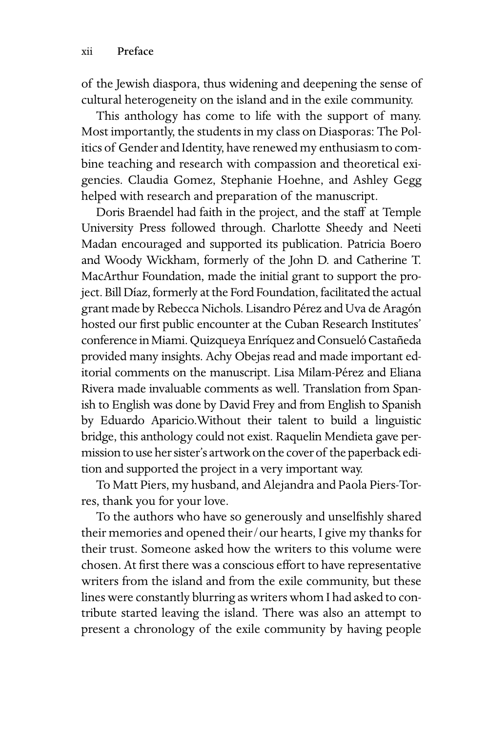of the Jewish diaspora, thus widening and deepening the sense of cultural heterogeneity on the island and in the exile community.

This anthology has come to life with the support of many. Most importantly, the students in my class on Diasporas: The Politics of Gender and Identity, have renewed my enthusiasm to combine teaching and research with compassion and theoretical exigencies. Claudia Gomez, Stephanie Hoehne, and Ashley Gegg helped with research and preparation of the manuscript.

Doris Braendel had faith in the project, and the staff at Temple University Press followed through. Charlotte Sheedy and Neeti Madan encouraged and supported its publication. Patricia Boero and Woody Wickham, formerly of the John D. and Catherine T. MacArthur Foundation, made the initial grant to support the project. Bill Díaz, formerly at the Ford Foundation, facilitated the actual grant made by Rebecca Nichols. Lisandro Pérez and Uva de Aragón hosted our first public encounter at the Cuban Research Institutes' conference in Miami. Quizqueya Enríquez and Consueló Castañeda provided many insights. Achy Obejas read and made important editorial comments on the manuscript. Lisa Milam-Pérez and Eliana Rivera made invaluable comments as well. Translation from Spanish to English was done by David Frey and from English to Spanish by Eduardo Aparicio.Without their talent to build a linguistic bridge, this anthology could not exist. Raquelin Mendieta gave permission to use her sister's artwork on the cover of the paperback edition and supported the project in a very important way.

To Matt Piers, my husband, and Alejandra and Paola Piers-Torres, thank you for your love.

To the authors who have so generously and unselfishly shared their memories and opened their/our hearts, I give my thanks for their trust. Someone asked how the writers to this volume were chosen. At first there was a conscious effort to have representative writers from the island and from the exile community, but these lines were constantly blurring as writers whom I had asked to contribute started leaving the island. There was also an attempt to present a chronology of the exile community by having people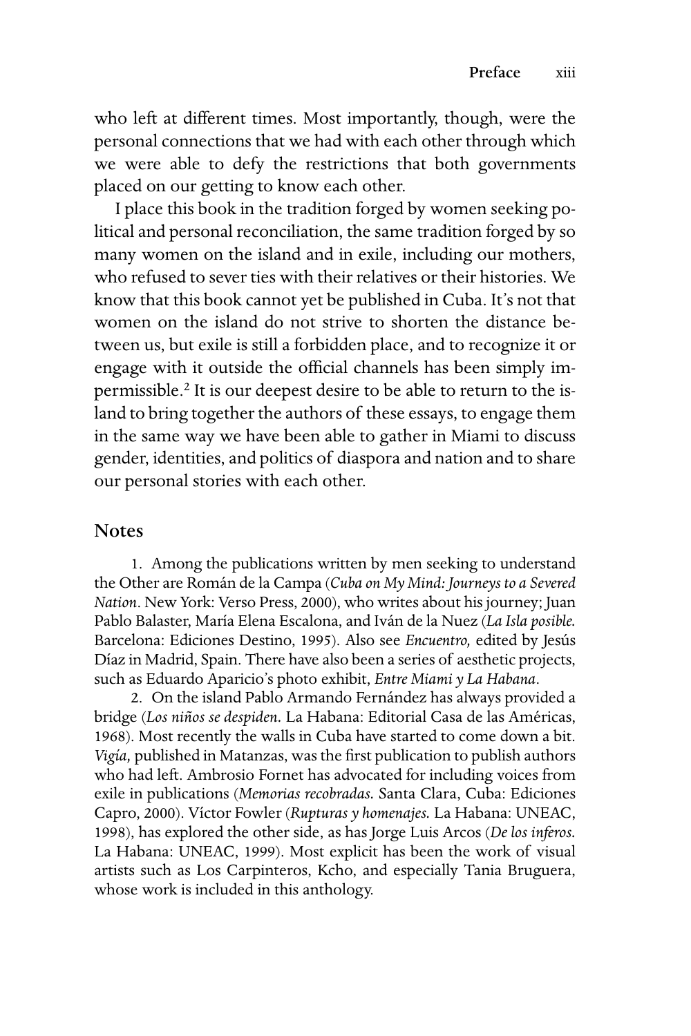who left at different times. Most importantly, though, were the personal connections that we had with each other through which we were able to defy the restrictions that both governments placed on our getting to know each other.

I place this book in the tradition forged by women seeking political and personal reconciliation, the same tradition forged by so many women on the island and in exile, including our mothers, who refused to sever ties with their relatives or their histories. We know that this book cannot yet be published in Cuba. It's not that women on the island do not strive to shorten the distance between us, but exile is still a forbidden place, and to recognize it or engage with it outside the official channels has been simply impermissible.[2] It is our deepest desire to be able to return to the island to bring together the authors of these essays, to engage them in the same way we have been able to gather in Miami to discuss gender, identities, and politics of diaspora and nation and to share our personal stories with each other.

## Notes

1. Among the publications written by men seeking to understand the Other are Román de la Campa (*Cuba on My Mind: Journeys to a Severed Nation*. New York: Verso Press, 2000), who writes about his journey; Juan Pablo Balaster, María Elena Escalona, and Iván de la Nuez (*La Isla posible.* Barcelona: Ediciones Destino, 1995). Also see *Encuentro,* edited by Jesús Díaz in Madrid, Spain. There have also been a series of aesthetic projects, such as Eduardo Aparicio's photo exhibit, *Entre Miami y La Habana*.

2. On the island Pablo Armando Fernández has always provided a bridge (*Los niños se despiden*. La Habana: Editorial Casa de las Américas, 1968). Most recently the walls in Cuba have started to come down a bit. *Vigía,* published in Matanzas, was the first publication to publish authors who had left. Ambrosio Fornet has advocated for including voices from exile in publications (*Memorias recobradas.* Santa Clara, Cuba: Ediciones Capro, 2000). Víctor Fowler (*Rupturas y homenajes.* La Habana: UNEAC, 1998), has explored the other side, as has Jorge Luis Arcos (*De los inferos.* La Habana: UNEAC, 1999). Most explicit has been the work of visual artists such as Los Carpinteros, Kcho, and especially Tania Bruguera, whose work is included in this anthology.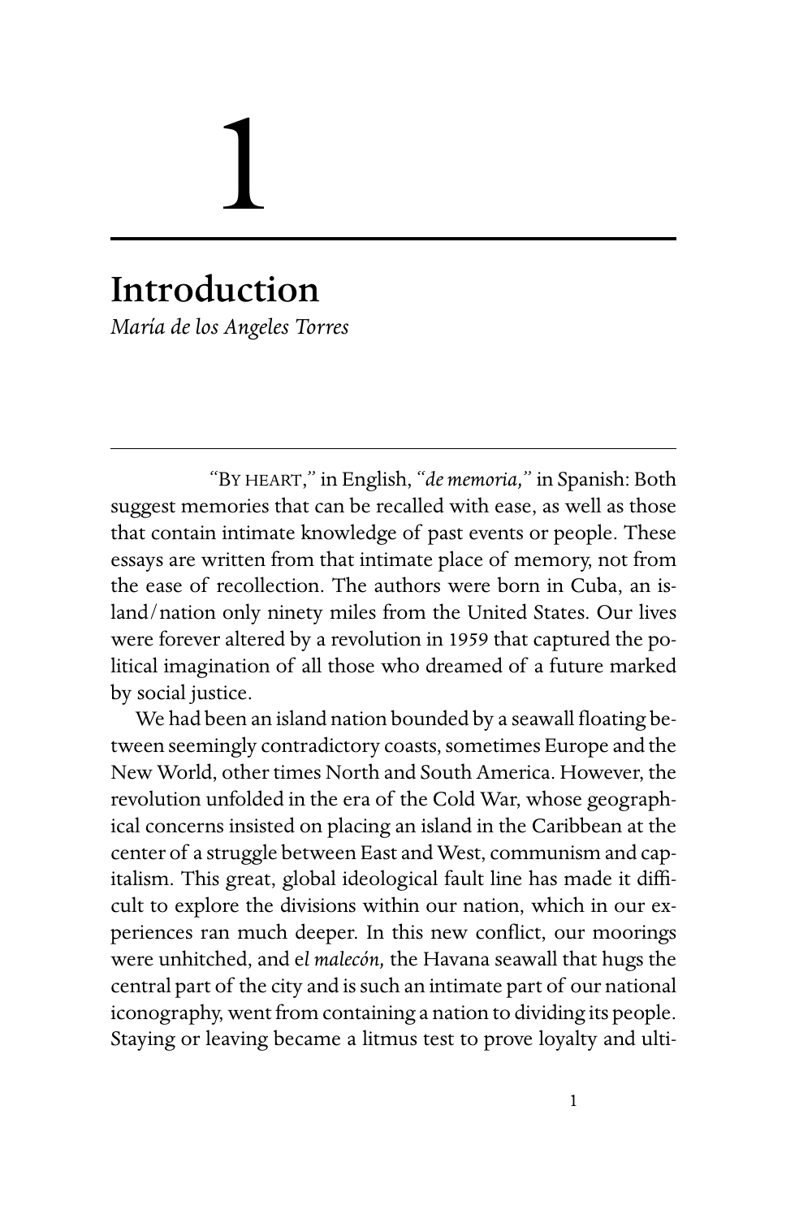# 1

## Introduction

*María de los Angeles Torres*

"BY HEART," in English, *"de memoria,"* in Spanish: Both suggest memories that can be recalled with ease, as well as those that contain intimate knowledge of past events or people. These essays are written from that intimate place of memory, not from the ease of recollection. The authors were born in Cuba, an island/nation only ninety miles from the United States. Our lives were forever altered by a revolution in 1959 that captured the political imagination of all those who dreamed of a future marked by social justice.

We had been an island nation bounded by a seawall floating between seemingly contradictory coasts, sometimes Europe and the New World, other times North and South America. However, the revolution unfolded in the era of the Cold War, whose geographical concerns insisted on placing an island in the Caribbean at the center of a struggle between East and West, communism and capitalism. This great, global ideological fault line has made it difficult to explore the divisions within our nation, which in our experiences ran much deeper. In this new conflict, our moorings were unhitched, and e*l malecón,* the Havana seawall that hugs the central part of the city and is such an intimate part of our national iconography, went from containing a nation to dividing its people. Staying or leaving became a litmus test to prove loyalty and ulti-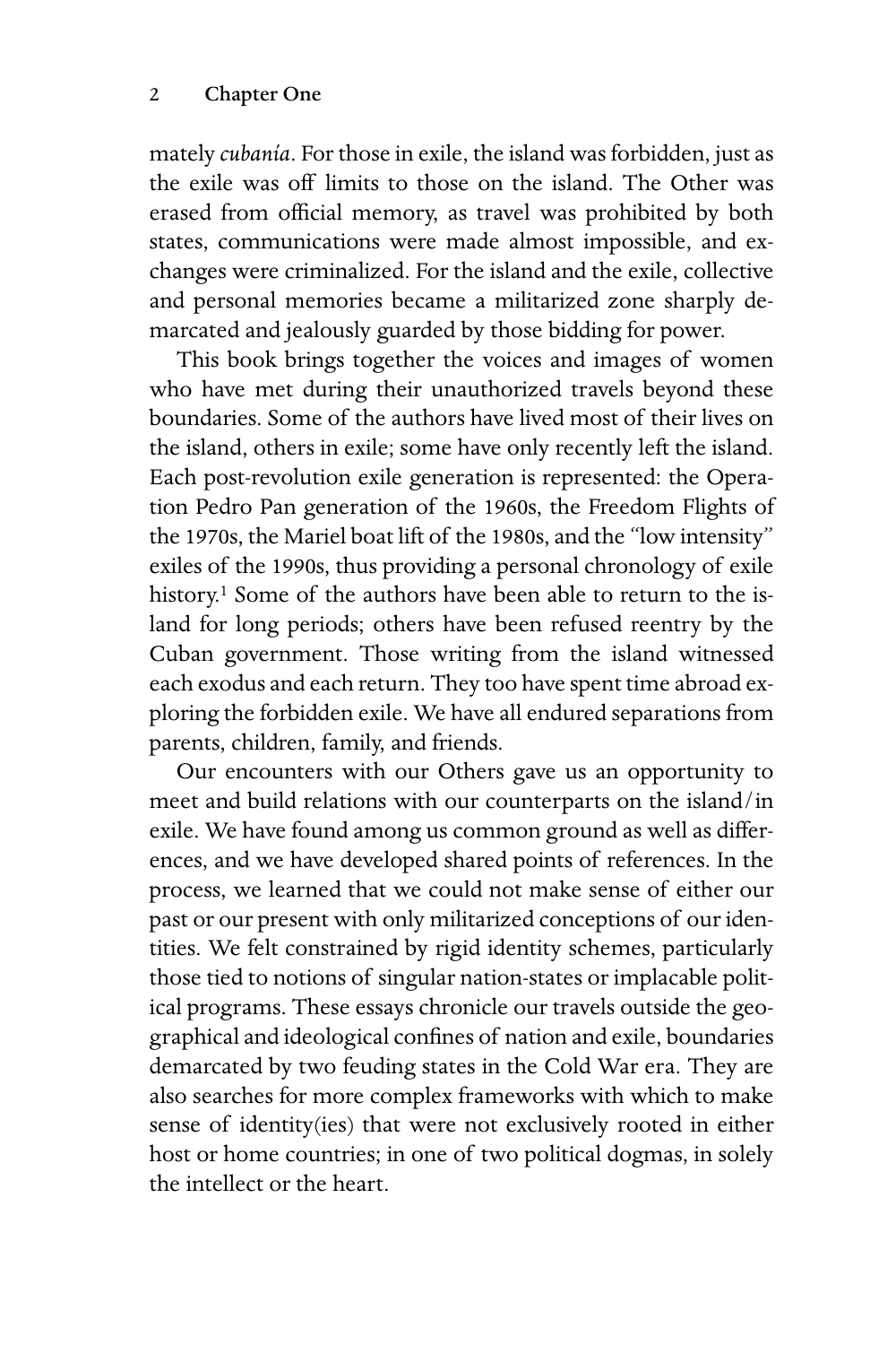mately *cubanía*. For those in exile, the island was forbidden, just as the exile was off limits to those on the island. The Other was erased from official memory, as travel was prohibited by both states, communications were made almost impossible, and exchanges were criminalized. For the island and the exile, collective and personal memories became a militarized zone sharply demarcated and jealously guarded by those bidding for power.

This book brings together the voices and images of women who have met during their unauthorized travels beyond these boundaries. Some of the authors have lived most of their lives on the island, others in exile; some have only recently left the island. Each post-revolution exile generation is represented: the Operation Pedro Pan generation of the 1960s, the Freedom Flights of the 1970s, the Mariel boat lift of the 1980s, and the "low intensity" exiles of the 1990s, thus providing a personal chronology of exile history.[1] Some of the authors have been able to return to the island for long periods; others have been refused reentry by the Cuban government. Those writing from the island witnessed each exodus and each return. They too have spent time abroad exploring the forbidden exile. We have all endured separations from parents, children, family, and friends.

Our encounters with our Others gave us an opportunity to meet and build relations with our counterparts on the island/in exile. We have found among us common ground as well as differences, and we have developed shared points of references. In the process, we learned that we could not make sense of either our past or our present with only militarized conceptions of our identities. We felt constrained by rigid identity schemes, particularly those tied to notions of singular nation-states or implacable political programs. These essays chronicle our travels outside the geographical and ideological confines of nation and exile, boundaries demarcated by two feuding states in the Cold War era. They are also searches for more complex frameworks with which to make sense of identity(ies) that were not exclusively rooted in either host or home countries; in one of two political dogmas, in solely the intellect or the heart.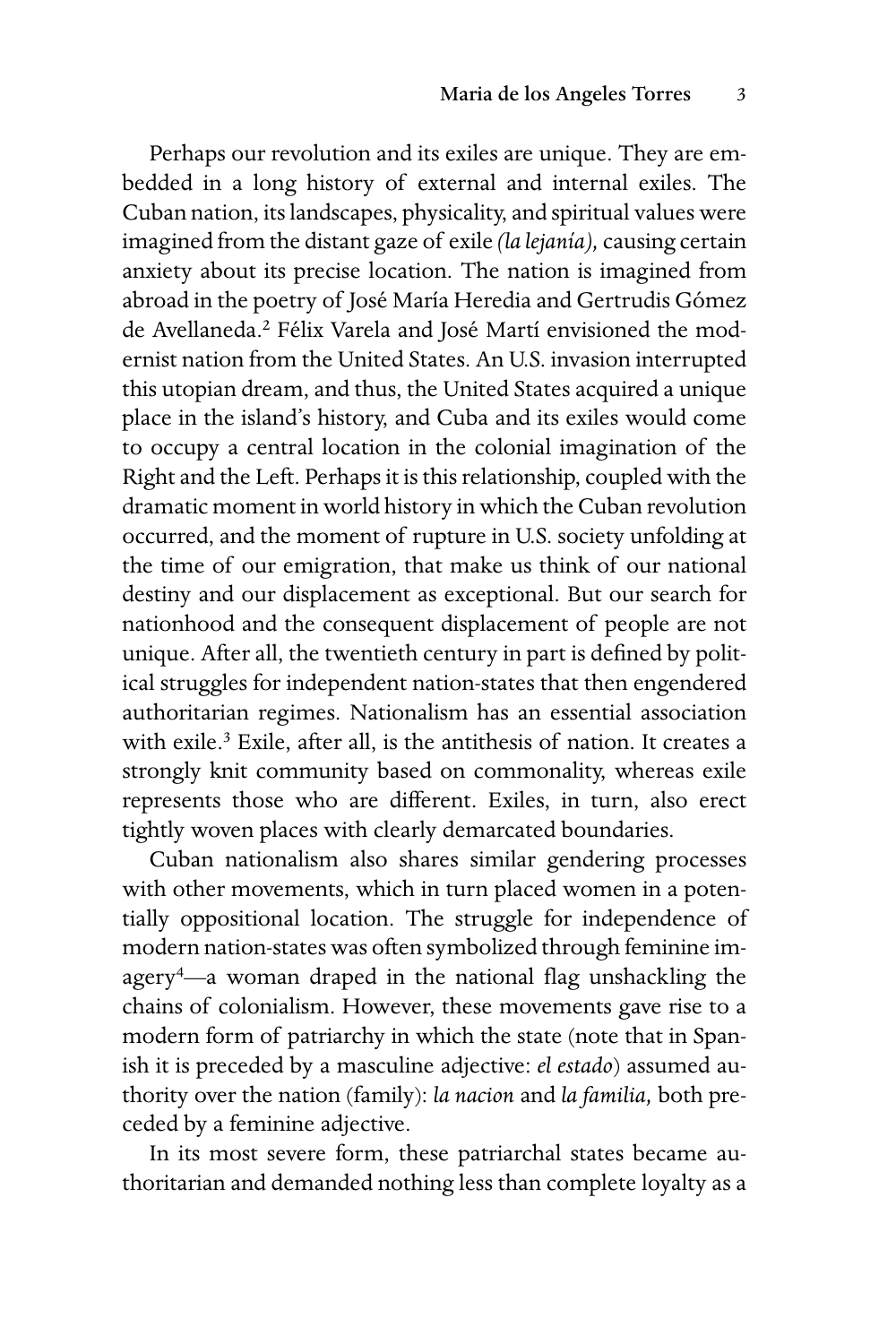Perhaps our revolution and its exiles are unique. They are embedded in a long history of external and internal exiles. The Cuban nation, its landscapes, physicality, and spiritual values were imagined from the distant gaze of exile *(la lejanía),* causing certain anxiety about its precise location. The nation is imagined from abroad in the poetry of José María Heredia and Gertrudis Gómez de Avellaneda.[2] Félix Varela and José Martí envisioned the modernist nation from the United States. An U.S. invasion interrupted this utopian dream, and thus, the United States acquired a unique place in the island's history, and Cuba and its exiles would come to occupy a central location in the colonial imagination of the Right and the Left. Perhaps it is this relationship, coupled with the dramatic moment in world history in which the Cuban revolution occurred, and the moment of rupture in U.S. society unfolding at the time of our emigration, that make us think of our national destiny and our displacement as exceptional. But our search for nationhood and the consequent displacement of people are not unique. After all, the twentieth century in part is defined by political struggles for independent nation-states that then engendered authoritarian regimes. Nationalism has an essential association with exile.[3] Exile, after all, is the antithesis of nation. It creates a strongly knit community based on commonality, whereas exile represents those who are different. Exiles, in turn, also erect tightly woven places with clearly demarcated boundaries.

Cuban nationalism also shares similar gendering processes with other movements, which in turn placed women in a potentially oppositional location. The struggle for independence of modern nation-states was often symbolized through feminine imagery[4]—a woman draped in the national flag unshackling the chains of colonialism. However, these movements gave rise to a modern form of patriarchy in which the state (note that in Spanish it is preceded by a masculine adjective: *el estado*) assumed authority over the nation (family): *la nacion* and *la familia,* both preceded by a feminine adjective.

In its most severe form, these patriarchal states became authoritarian and demanded nothing less than complete loyalty as a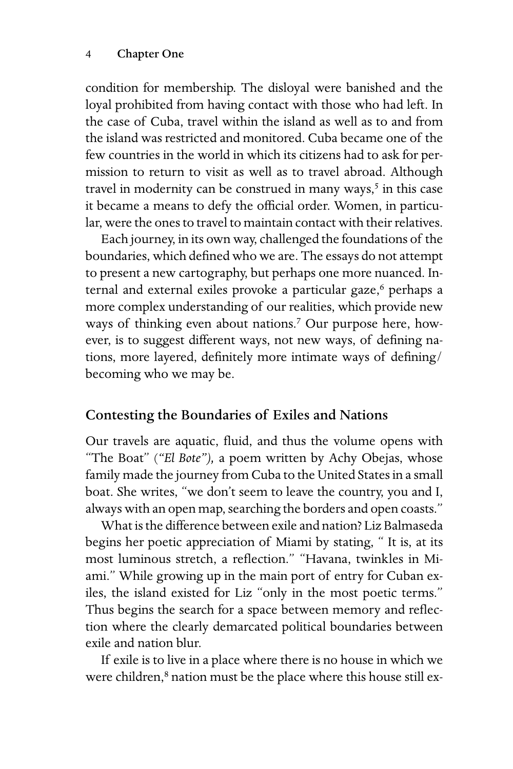condition for membership. The disloyal were banished and the loyal prohibited from having contact with those who had left. In the case of Cuba, travel within the island as well as to and from the island was restricted and monitored. Cuba became one of the few countries in the world in which its citizens had to ask for permission to return to visit as well as to travel abroad. Although travel in modernity can be construed in many ways,[5] in this case it became a means to defy the official order. Women, in particular, were the ones to travel to maintain contact with their relatives.

Each journey, in its own way, challenged the foundations of the boundaries, which defined who we are. The essays do not attempt to present a new cartography, but perhaps one more nuanced. Internal and external exiles provoke a particular gaze,[6] perhaps a more complex understanding of our realities, which provide new ways of thinking even about nations.[7] Our purpose here, however, is to suggest different ways, not new ways, of defining nations, more layered, definitely more intimate ways of defining/becoming who we may be.

## Contesting the Boundaries of Exiles and Nations

Our travels are aquatic, fluid, and thus the volume opens with "The Boat" (*"El Bote"),* a poem written by Achy Obejas, whose family made the journey from Cuba to the United States in a small boat. She writes, "we don't seem to leave the country, you and I, always with an open map, searching the borders and open coasts."

What is the difference between exile and nation? Liz Balmaseda begins her poetic appreciation of Miami by stating, " It is, at its most luminous stretch, a reflection." "Havana, twinkles in Miami." While growing up in the main port of entry for Cuban exiles, the island existed for Liz "only in the most poetic terms." Thus begins the search for a space between memory and reflection where the clearly demarcated political boundaries between exile and nation blur.

If exile is to live in a place where there is no house in which we were children,[8] nation must be the place where this house still ex-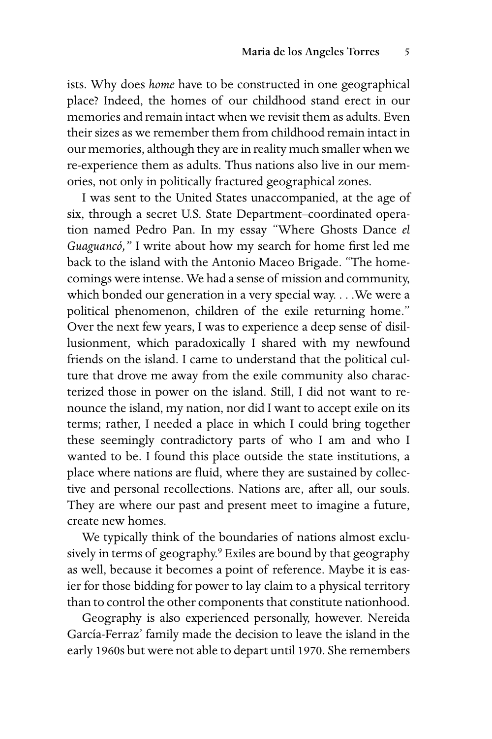ists. Why does *home* have to be constructed in one geographical place? Indeed, the homes of our childhood stand erect in our memories and remain intact when we revisit them as adults. Even their sizes as we remember them from childhood remain intact in our memories, although they are in reality much smaller when we re-experience them as adults. Thus nations also live in our memories, not only in politically fractured geographical zones.

I was sent to the United States unaccompanied, at the age of six, through a secret U.S. State Department–coordinated operation named Pedro Pan. In my essay "Where Ghosts Dance *el Guaguancó,*" I write about how my search for home first led me back to the island with the Antonio Maceo Brigade. "The homecomings were intense. We had a sense of mission and community, which bonded our generation in a very special way. . . .We were a political phenomenon, children of the exile returning home." Over the next few years, I was to experience a deep sense of disillusionment, which paradoxically I shared with my newfound friends on the island. I came to understand that the political culture that drove me away from the exile community also characterized those in power on the island. Still, I did not want to renounce the island, my nation, nor did I want to accept exile on its terms; rather, I needed a place in which I could bring together these seemingly contradictory parts of who I am and who I wanted to be. I found this place outside the state institutions, a place where nations are fluid, where they are sustained by collective and personal recollections. Nations are, after all, our souls. They are where our past and present meet to imagine a future, create new homes.

We typically think of the boundaries of nations almost exclusively in terms of geography.[9] Exiles are bound by that geography as well, because it becomes a point of reference. Maybe it is easier for those bidding for power to lay claim to a physical territory than to control the other components that constitute nationhood.

Geography is also experienced personally, however. Nereida García-Ferraz' family made the decision to leave the island in the early 1960s but were not able to depart until 1970. She remembers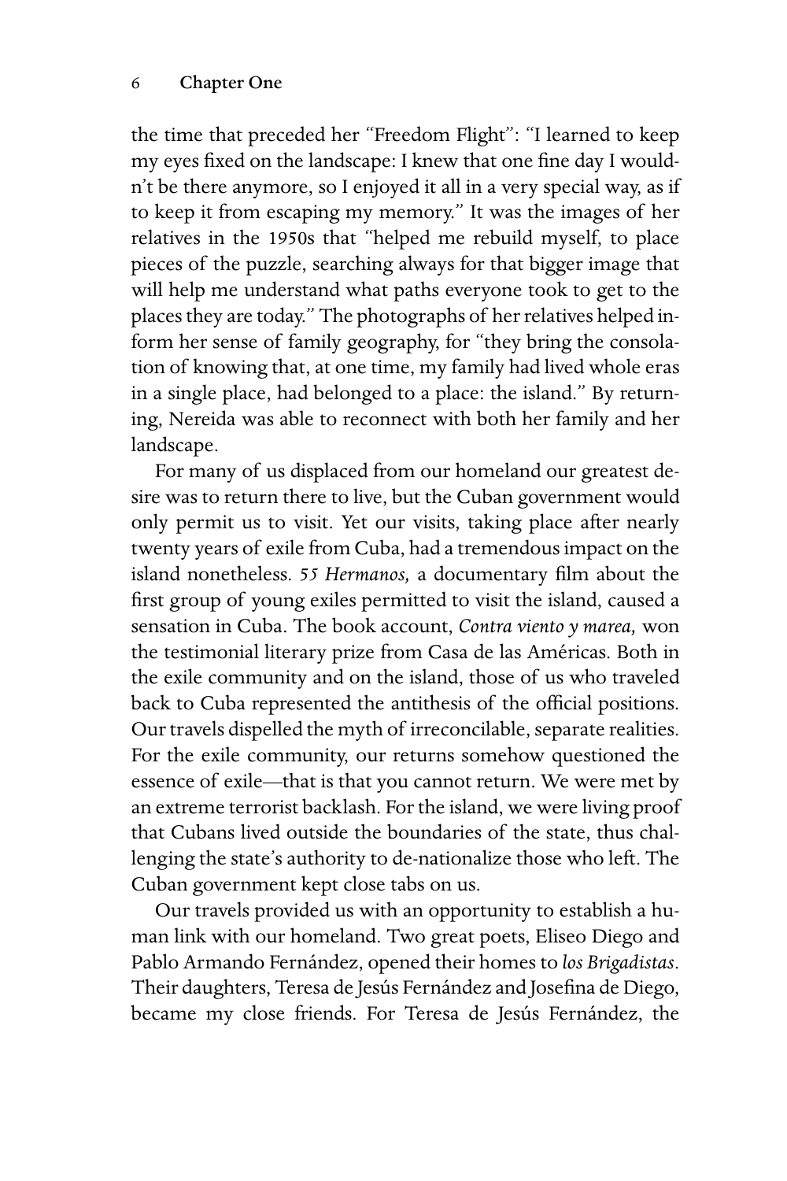the time that preceded her "Freedom Flight": "I learned to keep my eyes fixed on the landscape: I knew that one fine day I wouldn't be there anymore, so I enjoyed it all in a very special way, as if to keep it from escaping my memory." It was the images of her relatives in the 1950s that "helped me rebuild myself, to place pieces of the puzzle, searching always for that bigger image that will help me understand what paths everyone took to get to the places they are today." The photographs of her relatives helped inform her sense of family geography, for "they bring the consolation of knowing that, at one time, my family had lived whole eras in a single place, had belonged to a place: the island." By returning, Nereida was able to reconnect with both her family and her landscape.

For many of us displaced from our homeland our greatest desire was to return there to live, but the Cuban government would only permit us to visit. Yet our visits, taking place after nearly twenty years of exile from Cuba, had a tremendous impact on the island nonetheless. *55 Hermanos,* a documentary film about the first group of young exiles permitted to visit the island, caused a sensation in Cuba. The book account, *Contra viento y marea,* won the testimonial literary prize from Casa de las Américas. Both in the exile community and on the island, those of us who traveled back to Cuba represented the antithesis of the official positions. Our travels dispelled the myth of irreconcilable, separate realities. For the exile community, our returns somehow questioned the essence of exile—that is that you cannot return. We were met by an extreme terrorist backlash. For the island, we were living proof that Cubans lived outside the boundaries of the state, thus challenging the state's authority to de-nationalize those who left. The Cuban government kept close tabs on us.

Our travels provided us with an opportunity to establish a human link with our homeland. Two great poets, Eliseo Diego and Pablo Armando Fernández, opened their homes to *los Brigadistas*. Their daughters, Teresa de Jesús Fernández and Josefina de Diego, became my close friends. For Teresa de Jesús Fernández, the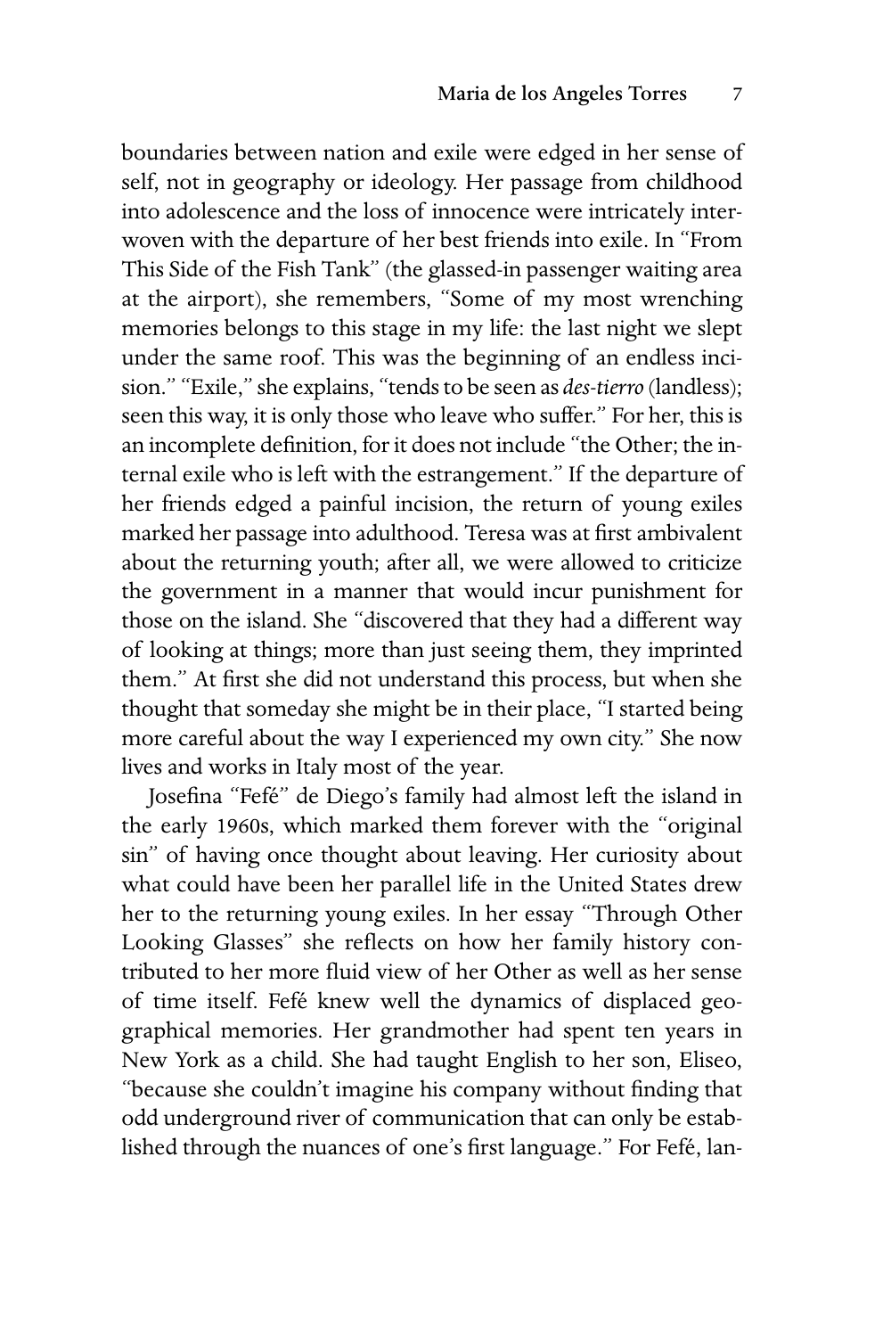boundaries between nation and exile were edged in her sense of self, not in geography or ideology. Her passage from childhood into adolescence and the loss of innocence were intricately interwoven with the departure of her best friends into exile. In "From This Side of the Fish Tank" (the glassed-in passenger waiting area at the airport), she remembers, "Some of my most wrenching memories belongs to this stage in my life: the last night we slept under the same roof. This was the beginning of an endless incision." "Exile," she explains, "tends to be seen as *des-tierro* (landless); seen this way, it is only those who leave who suffer." For her, this is an incomplete definition, for it does not include "the Other; the internal exile who is left with the estrangement." If the departure of her friends edged a painful incision, the return of young exiles marked her passage into adulthood. Teresa was at first ambivalent about the returning youth; after all, we were allowed to criticize the government in a manner that would incur punishment for those on the island. She "discovered that they had a different way of looking at things; more than just seeing them, they imprinted them." At first she did not understand this process, but when she thought that someday she might be in their place, "I started being more careful about the way I experienced my own city." She now lives and works in Italy most of the year.

Josefina "Fefé" de Diego's family had almost left the island in the early 1960s, which marked them forever with the "original sin" of having once thought about leaving. Her curiosity about what could have been her parallel life in the United States drew her to the returning young exiles. In her essay "Through Other Looking Glasses" she reflects on how her family history contributed to her more fluid view of her Other as well as her sense of time itself. Fefé knew well the dynamics of displaced geographical memories. Her grandmother had spent ten years in New York as a child. She had taught English to her son, Eliseo, "because she couldn't imagine his company without finding that odd underground river of communication that can only be established through the nuances of one's first language." For Fefé, lan-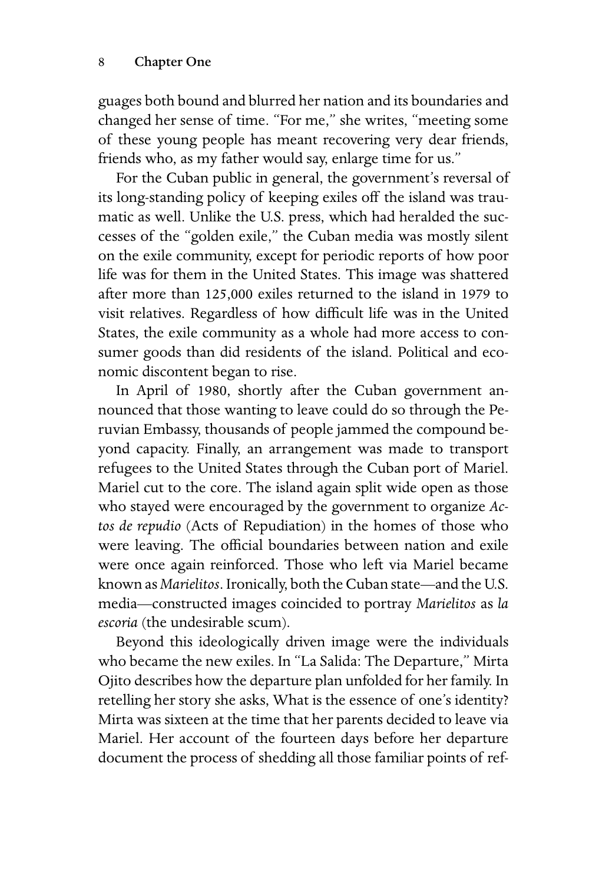guages both bound and blurred her nation and its boundaries and changed her sense of time. "For me," she writes, "meeting some of these young people has meant recovering very dear friends, friends who, as my father would say, enlarge time for us."

For the Cuban public in general, the government's reversal of its long-standing policy of keeping exiles off the island was traumatic as well. Unlike the U.S. press, which had heralded the successes of the "golden exile," the Cuban media was mostly silent on the exile community, except for periodic reports of how poor life was for them in the United States. This image was shattered after more than 125,000 exiles returned to the island in 1979 to visit relatives. Regardless of how difficult life was in the United States, the exile community as a whole had more access to consumer goods than did residents of the island. Political and economic discontent began to rise.

In April of 1980, shortly after the Cuban government announced that those wanting to leave could do so through the Peruvian Embassy, thousands of people jammed the compound beyond capacity. Finally, an arrangement was made to transport refugees to the United States through the Cuban port of Mariel. Mariel cut to the core. The island again split wide open as those who stayed were encouraged by the government to organize *Actos de repudio* (Acts of Repudiation) in the homes of those who were leaving. The official boundaries between nation and exile were once again reinforced. Those who left via Mariel became known as *Marielitos*. Ironically, both the Cuban state—and the U.S. media—constructed images coincided to portray *Marielitos* as *la escoria* (the undesirable scum).

Beyond this ideologically driven image were the individuals who became the new exiles. In "La Salida: The Departure," Mirta Ojito describes how the departure plan unfolded for her family. In retelling her story she asks, What is the essence of one's identity? Mirta was sixteen at the time that her parents decided to leave via Mariel. Her account of the fourteen days before her departure document the process of shedding all those familiar points of ref-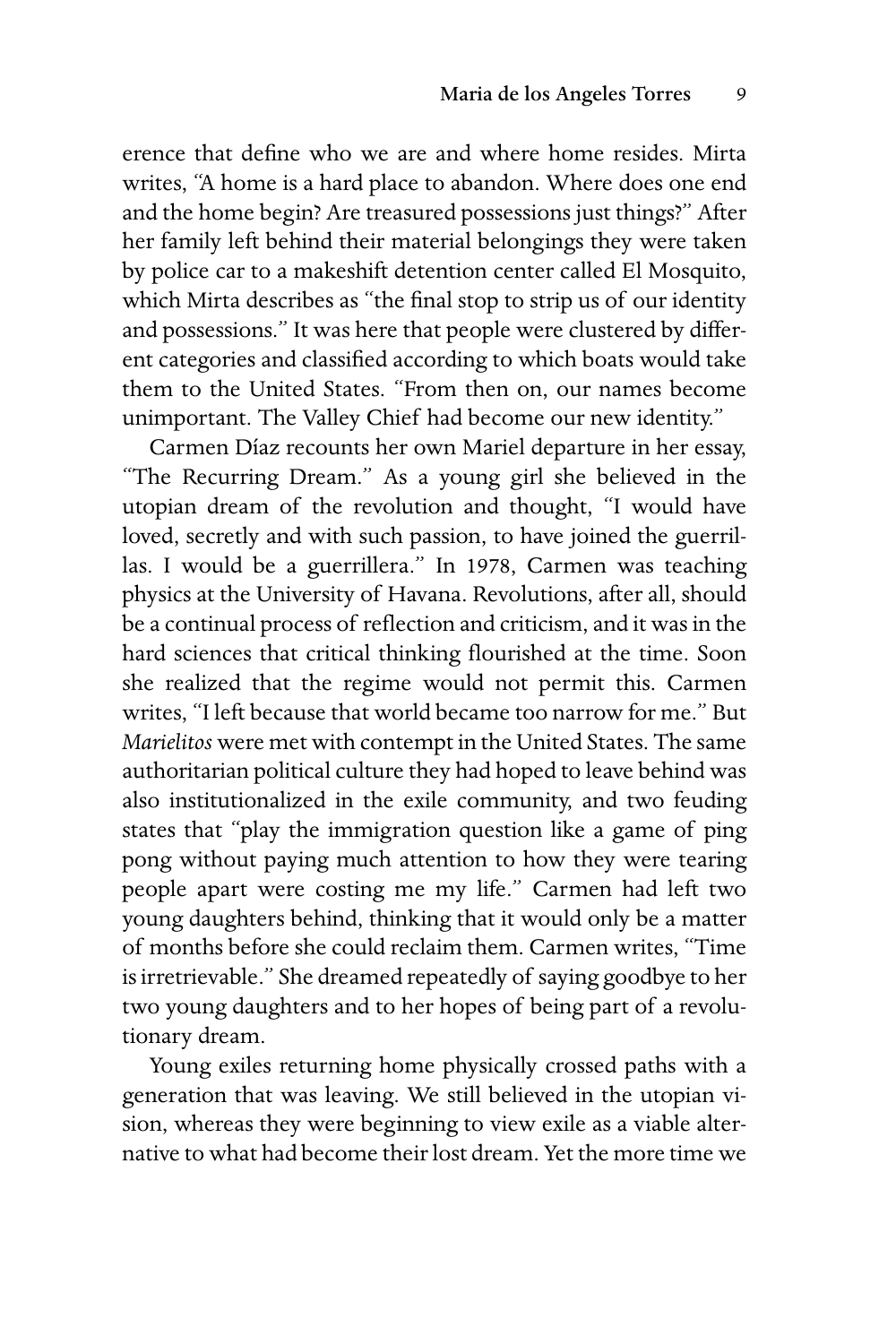erence that define who we are and where home resides. Mirta writes, "A home is a hard place to abandon. Where does one end and the home begin? Are treasured possessions just things?" After her family left behind their material belongings they were taken by police car to a makeshift detention center called El Mosquito, which Mirta describes as "the final stop to strip us of our identity and possessions." It was here that people were clustered by different categories and classified according to which boats would take them to the United States. "From then on, our names become unimportant. The Valley Chief had become our new identity."

Carmen Díaz recounts her own Mariel departure in her essay, "The Recurring Dream." As a young girl she believed in the utopian dream of the revolution and thought, "I would have loved, secretly and with such passion, to have joined the guerrillas. I would be a guerrillera." In 1978, Carmen was teaching physics at the University of Havana. Revolutions, after all, should be a continual process of reflection and criticism, and it was in the hard sciences that critical thinking flourished at the time. Soon she realized that the regime would not permit this. Carmen writes, "I left because that world became too narrow for me." But *Marielitos* were met with contempt in the United States. The same authoritarian political culture they had hoped to leave behind was also institutionalized in the exile community, and two feuding states that "play the immigration question like a game of ping pong without paying much attention to how they were tearing people apart were costing me my life." Carmen had left two young daughters behind, thinking that it would only be a matter of months before she could reclaim them. Carmen writes, "Time is irretrievable." She dreamed repeatedly of saying goodbye to her two young daughters and to her hopes of being part of a revolutionary dream.

Young exiles returning home physically crossed paths with a generation that was leaving. We still believed in the utopian vision, whereas they were beginning to view exile as a viable alternative to what had become their lost dream. Yet the more time we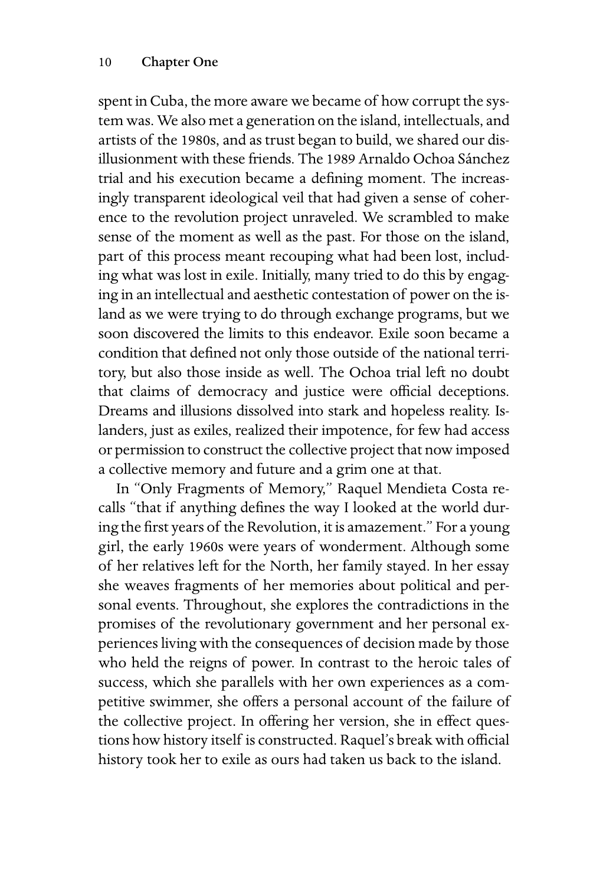spent in Cuba, the more aware we became of how corrupt the system was. We also met a generation on the island, intellectuals, and artists of the 1980s, and as trust began to build, we shared our disillusionment with these friends. The 1989 Arnaldo Ochoa Sánchez trial and his execution became a defining moment. The increasingly transparent ideological veil that had given a sense of coherence to the revolution project unraveled. We scrambled to make sense of the moment as well as the past. For those on the island, part of this process meant recouping what had been lost, including what was lost in exile. Initially, many tried to do this by engaging in an intellectual and aesthetic contestation of power on the island as we were trying to do through exchange programs, but we soon discovered the limits to this endeavor. Exile soon became a condition that defined not only those outside of the national territory, but also those inside as well. The Ochoa trial left no doubt that claims of democracy and justice were official deceptions. Dreams and illusions dissolved into stark and hopeless reality. Islanders, just as exiles, realized their impotence, for few had access or permission to construct the collective project that now imposed a collective memory and future and a grim one at that.

In "Only Fragments of Memory," Raquel Mendieta Costa recalls "that if anything defines the way I looked at the world during the first years of the Revolution, it is amazement." For a young girl, the early 1960s were years of wonderment. Although some of her relatives left for the North, her family stayed. In her essay she weaves fragments of her memories about political and personal events. Throughout, she explores the contradictions in the promises of the revolutionary government and her personal experiences living with the consequences of decision made by those who held the reigns of power. In contrast to the heroic tales of success, which she parallels with her own experiences as a competitive swimmer, she offers a personal account of the failure of the collective project. In offering her version, she in effect questions how history itself is constructed. Raquel's break with official history took her to exile as ours had taken us back to the island.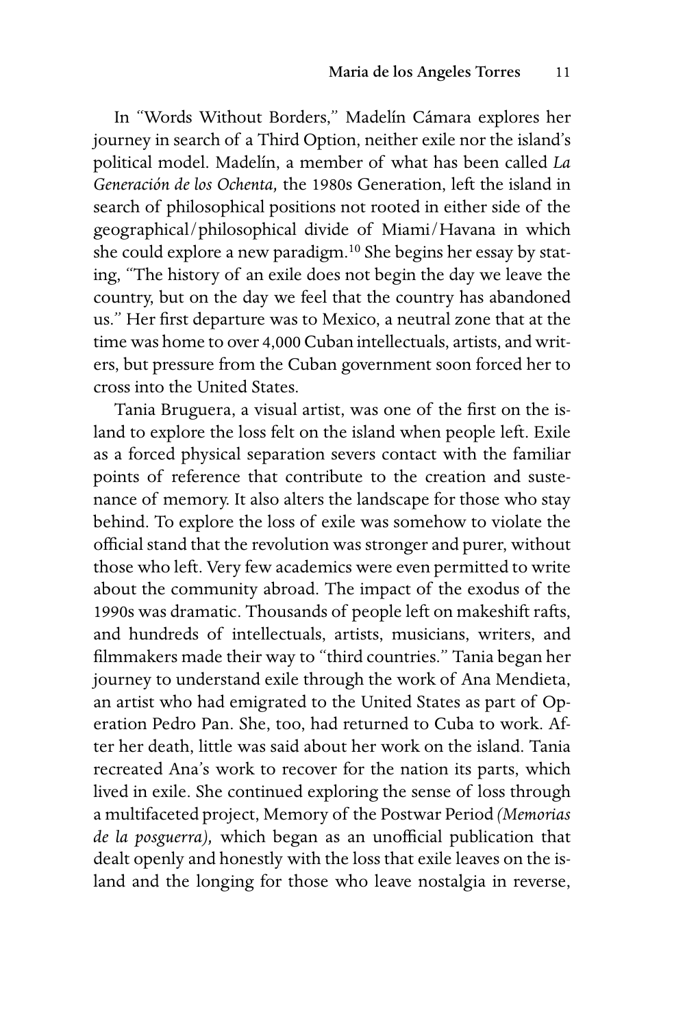In "Words Without Borders," Madelín Cámara explores her journey in search of a Third Option, neither exile nor the island's political model. Madelín, a member of what has been called *La Generación de los Ochenta,* the 1980s Generation, left the island in search of philosophical positions not rooted in either side of the geographical/philosophical divide of Miami/Havana in which she could explore a new paradigm.[10] She begins her essay by stating, "The history of an exile does not begin the day we leave the country, but on the day we feel that the country has abandoned us." Her first departure was to Mexico, a neutral zone that at the time was home to over 4,000 Cuban intellectuals, artists, and writers, but pressure from the Cuban government soon forced her to cross into the United States.

Tania Bruguera, a visual artist, was one of the first on the island to explore the loss felt on the island when people left. Exile as a forced physical separation severs contact with the familiar points of reference that contribute to the creation and sustenance of memory. It also alters the landscape for those who stay behind. To explore the loss of exile was somehow to violate the official stand that the revolution was stronger and purer, without those who left. Very few academics were even permitted to write about the community abroad. The impact of the exodus of the 1990s was dramatic. Thousands of people left on makeshift rafts, and hundreds of intellectuals, artists, musicians, writers, and filmmakers made their way to "third countries." Tania began her journey to understand exile through the work of Ana Mendieta, an artist who had emigrated to the United States as part of Operation Pedro Pan. She, too, had returned to Cuba to work. After her death, little was said about her work on the island. Tania recreated Ana's work to recover for the nation its parts, which lived in exile. She continued exploring the sense of loss through a multifaceted project, Memory of the Postwar Period *(Memorias de la posguerra),* which began as an unofficial publication that dealt openly and honestly with the loss that exile leaves on the island and the longing for those who leave nostalgia in reverse,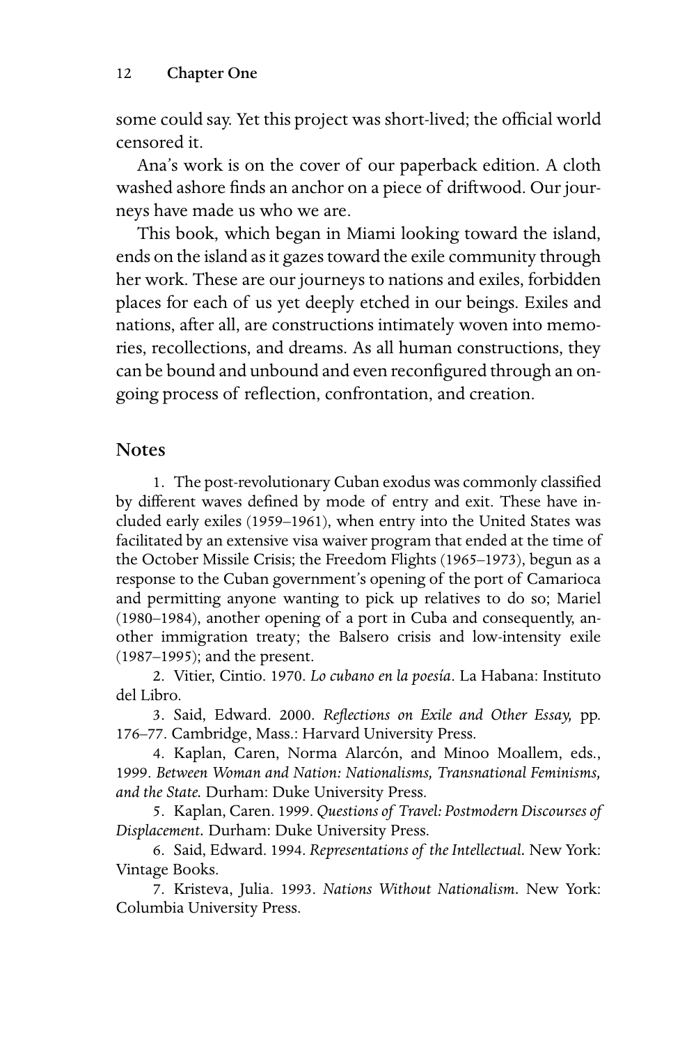some could say. Yet this project was short-lived; the official world censored it.

Ana's work is on the cover of our paperback edition. A cloth washed ashore finds an anchor on a piece of driftwood. Our journeys have made us who we are.

This book, which began in Miami looking toward the island, ends on the island as it gazes toward the exile community through her work. These are our journeys to nations and exiles, forbidden places for each of us yet deeply etched in our beings. Exiles and nations, after all, are constructions intimately woven into memories, recollections, and dreams. As all human constructions, they can be bound and unbound and even reconfigured through an ongoing process of reflection, confrontation, and creation.

## Notes

1. The post-revolutionary Cuban exodus was commonly classified by different waves defined by mode of entry and exit. These have included early exiles (1959–1961), when entry into the United States was facilitated by an extensive visa waiver program that ended at the time of the October Missile Crisis; the Freedom Flights (1965–1973), begun as a response to the Cuban government's opening of the port of Camarioca and permitting anyone wanting to pick up relatives to do so; Mariel (1980–1984), another opening of a port in Cuba and consequently, another immigration treaty; the Balsero crisis and low-intensity exile (1987–1995); and the present.

2. Vitier, Cintio. 1970. *Lo cubano en la poesía*. La Habana: Instituto del Libro.

3. Said, Edward. 2000. *Reflections on Exile and Other Essay,* pp. 176–77. Cambridge, Mass.: Harvard University Press.

4. Kaplan, Caren, Norma Alarcón, and Minoo Moallem, eds., 1999. *Between Woman and Nation: Nationalisms, Transnational Feminisms, and the State.* Durham: Duke University Press.

5. Kaplan, Caren. 1999. *Questions of Travel: Postmodern Discourses of Displacement*. Durham: Duke University Press.

6. Said, Edward. 1994. *Representations of the Intellectual*. New York: Vintage Books.

7. Kristeva, Julia. 1993. *Nations Without Nationalism*. New York: Columbia University Press.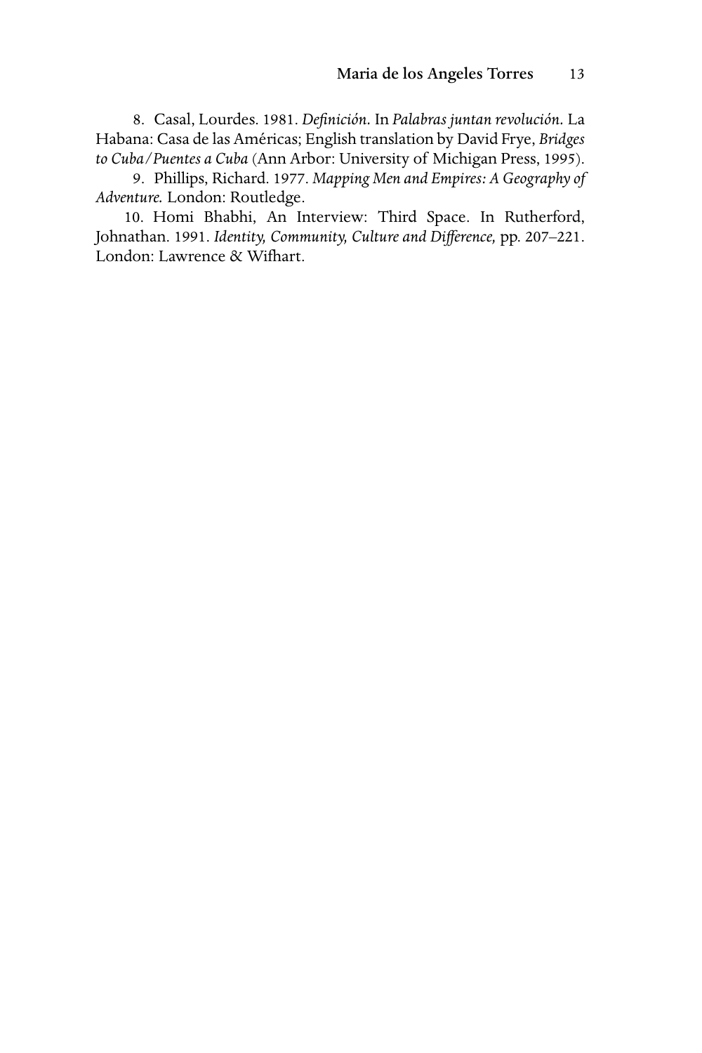8. Casal, Lourdes. 1981. *Definición*. In *Palabras juntan revolución*. La Habana: Casa de las Américas; English translation by David Frye, *Bridges to Cuba/Puentes a Cuba* (Ann Arbor: University of Michigan Press, 1995).

9. Phillips, Richard. 1977. *Mapping Men and Empires: A Geography of Adventure.* London: Routledge.

10. Homi Bhabhi, An Interview: Third Space. In Rutherford, Johnathan. 1991. *Identity, Community, Culture and Difference,* pp. 207–221. London: Lawrence & Wifhart.